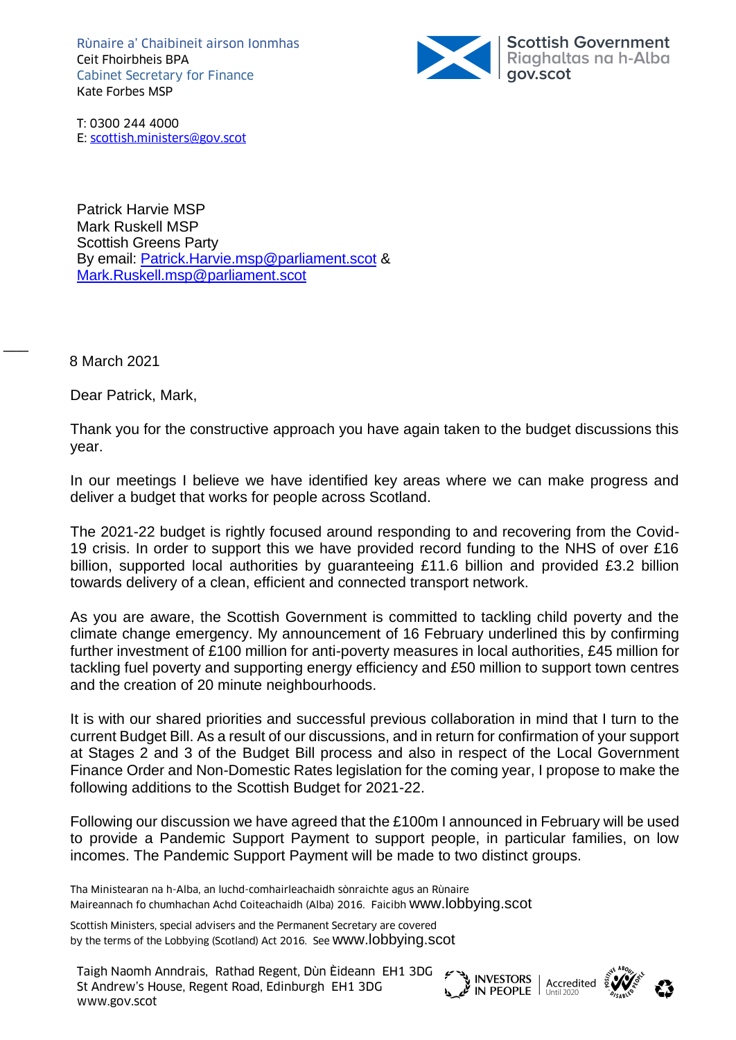Rùnaire a' Chaibineit airson Ionmhas
Ceit Fhoirbheis BPA
Cabinet Secretary for Finance
Kate Forbes MSP

Scottish Government
Riaghaltas na h-Alba
gov.scot

T: 0300 244 4000
E: scottish.ministers@gov.scot

Patrick Harvie MSP
Mark Ruskell MSP
Scottish Greens Party
By email: Patrick.Harvie.msp@parliament.scot &
Mark.Ruskell.msp@parliament.scot

8 March 2021

Dear Patrick, Mark,

Thank you for the constructive approach you have again taken to the budget discussions this year.

In our meetings I believe we have identified key areas where we can make progress and deliver a budget that works for people across Scotland.

The 2021-22 budget is rightly focused around responding to and recovering from the Covid-19 crisis. In order to support this we have provided record funding to the NHS of over £16 billion, supported local authorities by guaranteeing £11.6 billion and provided £3.2 billion towards delivery of a clean, efficient and connected transport network.

As you are aware, the Scottish Government is committed to tackling child poverty and the climate change emergency. My announcement of 16 February underlined this by confirming further investment of £100 million for anti-poverty measures in local authorities, £45 million for tackling fuel poverty and supporting energy efficiency and £50 million to support town centres and the creation of 20 minute neighbourhoods.

It is with our shared priorities and successful previous collaboration in mind that I turn to the current Budget Bill. As a result of our discussions, and in return for confirmation of your support at Stages 2 and 3 of the Budget Bill process and also in respect of the Local Government Finance Order and Non-Domestic Rates legislation for the coming year, I propose to make the following additions to the Scottish Budget for 2021-22.

Following our discussion we have agreed that the £100m I announced in February will be used to provide a Pandemic Support Payment to support people, in particular families, on low incomes. The Pandemic Support Payment will be made to two distinct groups.

Tha Ministearan na h-Alba, an luchd-comhairleachaidh sònraichte agus an Rùnaire Maireannach fo chumhachan Achd Coiteachaidh (Alba) 2016. Faicibh www.lobbying.scot

Scottish Ministers, special advisers and the Permanent Secretary are covered by the terms of the Lobbying (Scotland) Act 2016. See www.lobbying.scot

Taigh Naomh Anndrais, Rathad Regent, Dùn Èideann EH1 3DG
St Andrew's House, Regent Road, Edinburgh EH1 3DG
www.gov.scot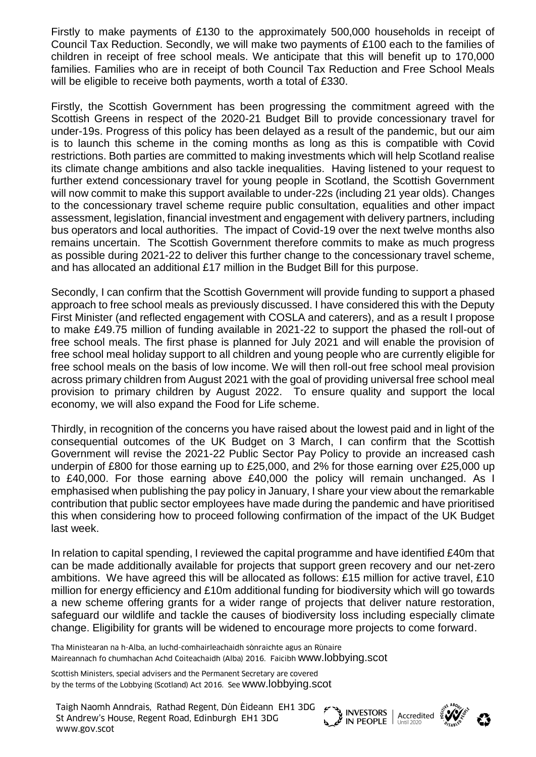Firstly to make payments of £130 to the approximately 500,000 households in receipt of Council Tax Reduction. Secondly, we will make two payments of £100 each to the families of children in receipt of free school meals. We anticipate that this will benefit up to 170,000 families. Families who are in receipt of both Council Tax Reduction and Free School Meals will be eligible to receive both payments, worth a total of £330.

Firstly, the Scottish Government has been progressing the commitment agreed with the Scottish Greens in respect of the 2020-21 Budget Bill to provide concessionary travel for under-19s. Progress of this policy has been delayed as a result of the pandemic, but our aim is to launch this scheme in the coming months as long as this is compatible with Covid restrictions. Both parties are committed to making investments which will help Scotland realise its climate change ambitions and also tackle inequalities. Having listened to your request to further extend concessionary travel for young people in Scotland, the Scottish Government will now commit to make this support available to under-22s (including 21 year olds). Changes to the concessionary travel scheme require public consultation, equalities and other impact assessment, legislation, financial investment and engagement with delivery partners, including bus operators and local authorities. The impact of Covid-19 over the next twelve months also remains uncertain. The Scottish Government therefore commits to make as much progress as possible during 2021-22 to deliver this further change to the concessionary travel scheme, and has allocated an additional £17 million in the Budget Bill for this purpose.

Secondly, I can confirm that the Scottish Government will provide funding to support a phased approach to free school meals as previously discussed. I have considered this with the Deputy First Minister (and reflected engagement with COSLA and caterers), and as a result I propose to make £49.75 million of funding available in 2021-22 to support the phased the roll-out of free school meals. The first phase is planned for July 2021 and will enable the provision of free school meal holiday support to all children and young people who are currently eligible for free school meals on the basis of low income. We will then roll-out free school meal provision across primary children from August 2021 with the goal of providing universal free school meal provision to primary children by August 2022. To ensure quality and support the local economy, we will also expand the Food for Life scheme.

Thirdly, in recognition of the concerns you have raised about the lowest paid and in light of the consequential outcomes of the UK Budget on 3 March, I can confirm that the Scottish Government will revise the 2021-22 Public Sector Pay Policy to provide an increased cash underpin of £800 for those earning up to £25,000, and 2% for those earning over £25,000 up to £40,000. For those earning above £40,000 the policy will remain unchanged. As I emphasised when publishing the pay policy in January, I share your view about the remarkable contribution that public sector employees have made during the pandemic and have prioritised this when considering how to proceed following confirmation of the impact of the UK Budget last week.

In relation to capital spending, I reviewed the capital programme and have identified £40m that can be made additionally available for projects that support green recovery and our net-zero ambitions. We have agreed this will be allocated as follows: £15 million for active travel, £10 million for energy efficiency and £10m additional funding for biodiversity which will go towards a new scheme offering grants for a wider range of projects that deliver nature restoration, safeguard our wildlife and tackle the causes of biodiversity loss including especially climate change. Eligibility for grants will be widened to encourage more projects to come forward.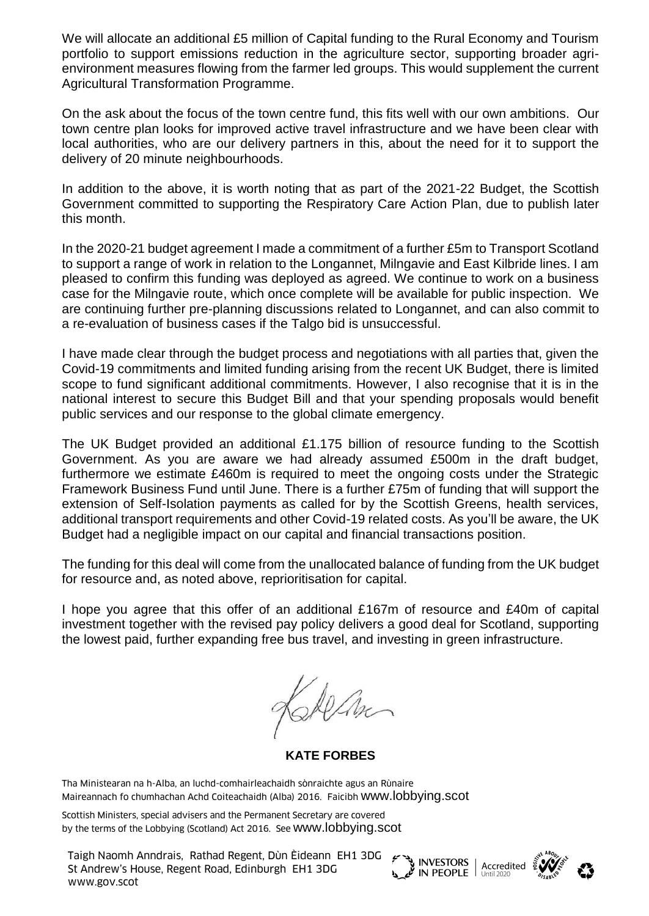We will allocate an additional £5 million of Capital funding to the Rural Economy and Tourism portfolio to support emissions reduction in the agriculture sector, supporting broader agri-environment measures flowing from the farmer led groups. This would supplement the current Agricultural Transformation Programme.

On the ask about the focus of the town centre fund, this fits well with our own ambitions. Our town centre plan looks for improved active travel infrastructure and we have been clear with local authorities, who are our delivery partners in this, about the need for it to support the delivery of 20 minute neighbourhoods.

In addition to the above, it is worth noting that as part of the 2021-22 Budget, the Scottish Government committed to supporting the Respiratory Care Action Plan, due to publish later this month.

In the 2020-21 budget agreement I made a commitment of a further £5m to Transport Scotland to support a range of work in relation to the Longannet, Milngavie and East Kilbride lines. I am pleased to confirm this funding was deployed as agreed. We continue to work on a business case for the Milngavie route, which once complete will be available for public inspection. We are continuing further pre-planning discussions related to Longannet, and can also commit to a re-evaluation of business cases if the Talgo bid is unsuccessful.

I have made clear through the budget process and negotiations with all parties that, given the Covid-19 commitments and limited funding arising from the recent UK Budget, there is limited scope to fund significant additional commitments. However, I also recognise that it is in the national interest to secure this Budget Bill and that your spending proposals would benefit public services and our response to the global climate emergency.

The UK Budget provided an additional £1.175 billion of resource funding to the Scottish Government. As you are aware we had already assumed £500m in the draft budget, furthermore we estimate £460m is required to meet the ongoing costs under the Strategic Framework Business Fund until June. There is a further £75m of funding that will support the extension of Self-Isolation payments as called for by the Scottish Greens, health services, additional transport requirements and other Covid-19 related costs. As you'll be aware, the UK Budget had a negligible impact on our capital and financial transactions position.

The funding for this deal will come from the unallocated balance of funding from the UK budget for resource and, as noted above, reprioritisation for capital.

I hope you agree that this offer of an additional £167m of resource and £40m of capital investment together with the revised pay policy delivers a good deal for Scotland, supporting the lowest paid, further expanding free bus travel, and investing in green infrastructure.

**KATE FORBES**

Tha Ministearan na h-Alba, an luchd-comhairleachaidh sònraichte agus an Rùnaire Maireannach fo chumhachan Achd Coiteachaidh (Alba) 2016. Faicibh www.lobbying.scot

Scottish Ministers, special advisers and the Permanent Secretary are covered by the terms of the Lobbying (Scotland) Act 2016. See www.lobbying.scot

Taigh Naomh Anndrais, Rathad Regent, Dùn Èideann EH1 3DG
St Andrew's House, Regent Road, Edinburgh EH1 3DG
www.gov.scot